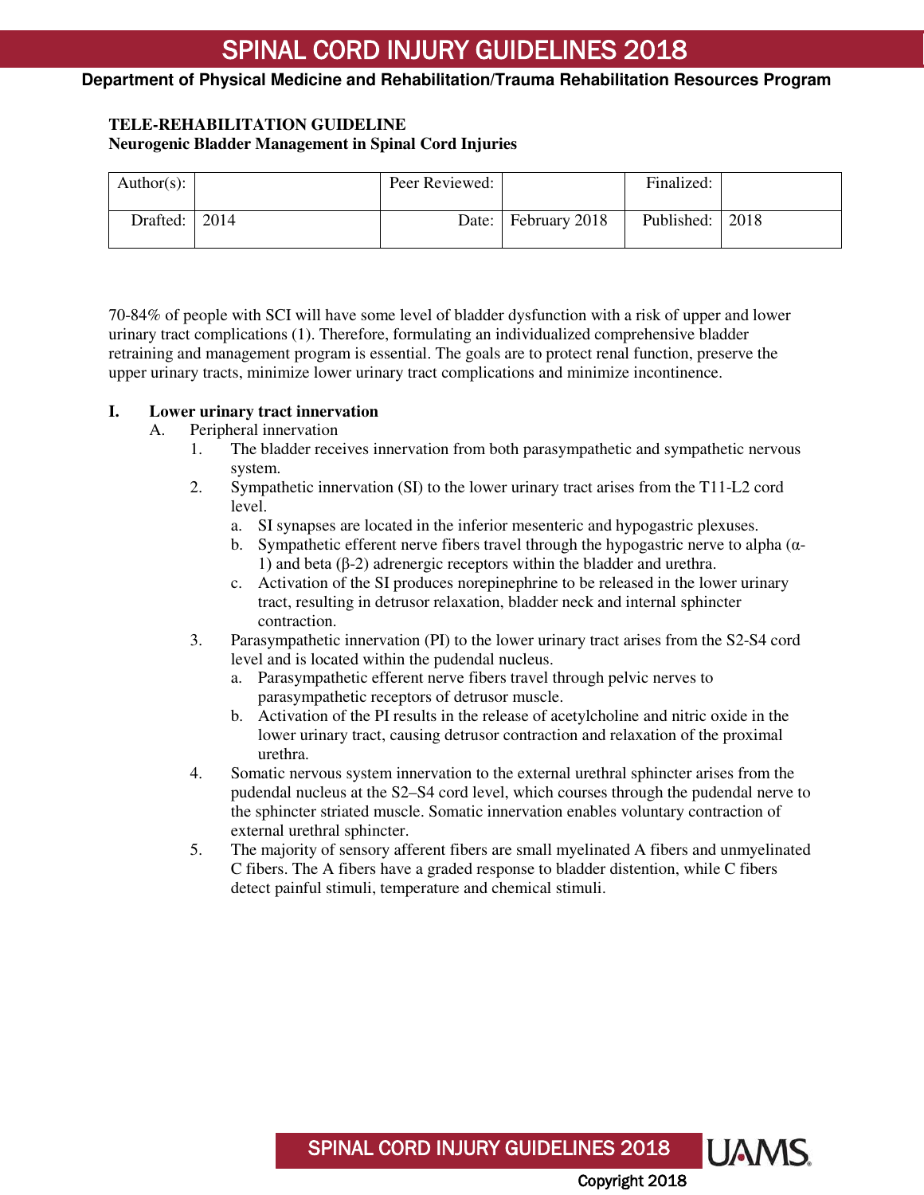# SPINAL CORD INJURY GUIDELINES 2018

**Department of Physical Medicine and Rehabilitation/Trauma Rehabilitation Resources Program**

**TELE-REHABILITATION GUIDELINE**
**Neurogenic Bladder Management in Spinal Cord Injuries**

| Author(s): | | Peer Reviewed: | | Finalized: | |
|---|---|---|---|---|---|
| Drafted: | 2014 | Date: | February 2018 | Published: | 2018 |

70-84% of people with SCI will have some level of bladder dysfunction with a risk of upper and lower urinary tract complications (1). Therefore, formulating an individualized comprehensive bladder retraining and management program is essential. The goals are to protect renal function, preserve the upper urinary tracts, minimize lower urinary tract complications and minimize incontinence.

## I. Lower urinary tract innervation

A. Peripheral innervation

1. The bladder receives innervation from both parasympathetic and sympathetic nervous system.
2. Sympathetic innervation (SI) to the lower urinary tract arises from the T11-L2 cord level.
   a. SI synapses are located in the inferior mesenteric and hypogastric plexuses.
   b. Sympathetic efferent nerve fibers travel through the hypogastric nerve to alpha (α-1) and beta (β-2) adrenergic receptors within the bladder and urethra.
   c. Activation of the SI produces norepinephrine to be released in the lower urinary tract, resulting in detrusor relaxation, bladder neck and internal sphincter contraction.
3. Parasympathetic innervation (PI) to the lower urinary tract arises from the S2-S4 cord level and is located within the pudendal nucleus.
   a. Parasympathetic efferent nerve fibers travel through pelvic nerves to parasympathetic receptors of detrusor muscle.
   b. Activation of the PI results in the release of acetylcholine and nitric oxide in the lower urinary tract, causing detrusor contraction and relaxation of the proximal urethra.
4. Somatic nervous system innervation to the external urethral sphincter arises from the pudendal nucleus at the S2–S4 cord level, which courses through the pudendal nerve to the sphincter striated muscle. Somatic innervation enables voluntary contraction of external urethral sphincter.
5. The majority of sensory afferent fibers are small myelinated A fibers and unmyelinated C fibers. The A fibers have a graded response to bladder distention, while C fibers detect painful stimuli, temperature and chemical stimuli.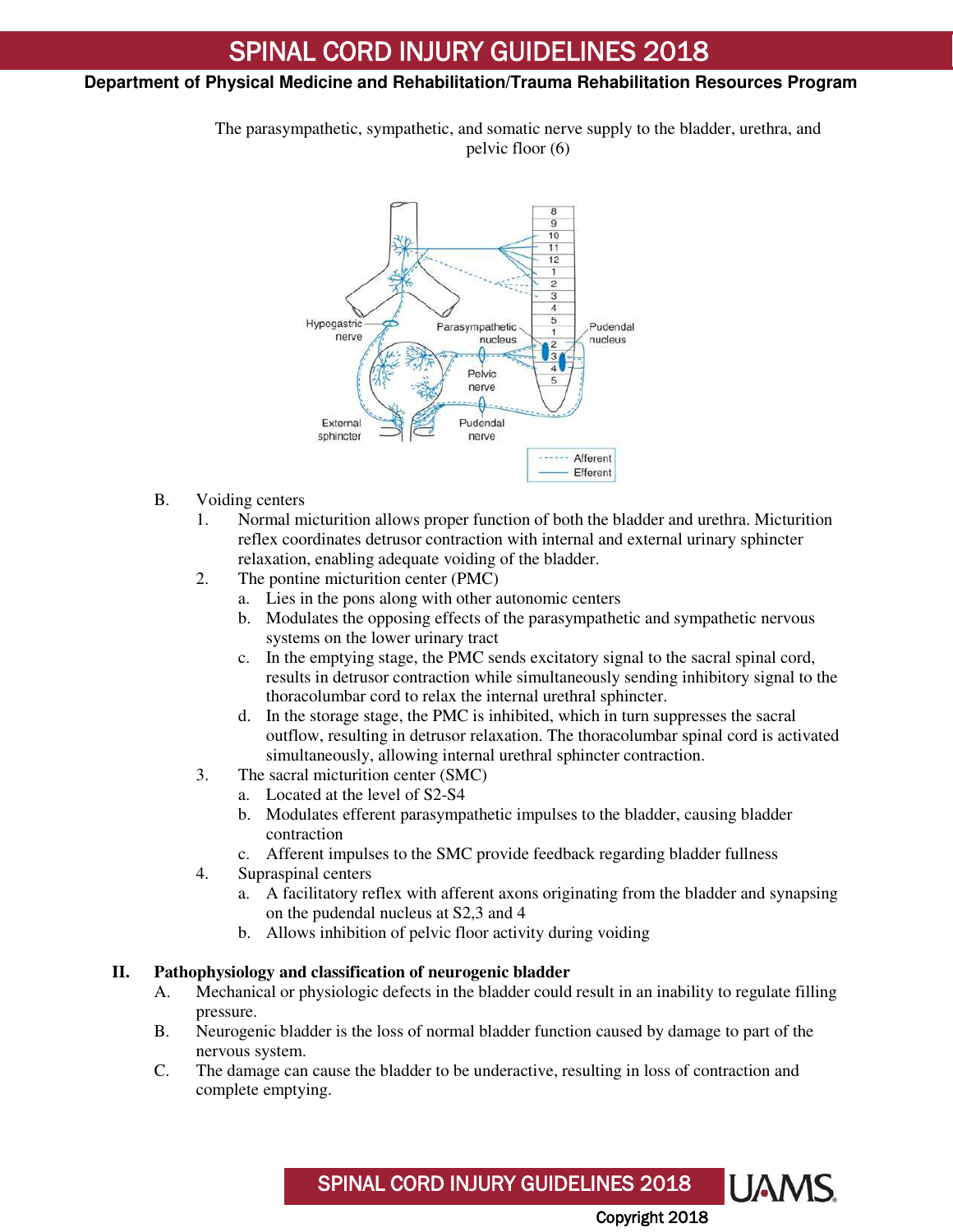The parasympathetic, sympathetic, and somatic nerve supply to the bladder, urethra, and pelvic floor (6)

B. Voiding centers
   1. Normal micturition allows proper function of both the bladder and urethra. Micturition reflex coordinates detrusor contraction with internal and external urinary sphincter relaxation, enabling adequate voiding of the bladder.
   2. The pontine micturition center (PMC)
      a. Lies in the pons along with other autonomic centers
      b. Modulates the opposing effects of the parasympathetic and sympathetic nervous systems on the lower urinary tract
      c. In the emptying stage, the PMC sends excitatory signal to the sacral spinal cord, results in detrusor contraction while simultaneously sending inhibitory signal to the thoracolumbar cord to relax the internal urethral sphincter.
      d. In the storage stage, the PMC is inhibited, which in turn suppresses the sacral outflow, resulting in detrusor relaxation. The thoracolumbar spinal cord is activated simultaneously, allowing internal urethral sphincter contraction.
   3. The sacral micturition center (SMC)
      a. Located at the level of S2-S4
      b. Modulates efferent parasympathetic impulses to the bladder, causing bladder contraction
      c. Afferent impulses to the SMC provide feedback regarding bladder fullness
   4. Supraspinal centers
      a. A facilitatory reflex with afferent axons originating from the bladder and synapsing on the pudendal nucleus at S2,3 and 4
      b. Allows inhibition of pelvic floor activity during voiding

## II. Pathophysiology and classification of neurogenic bladder

A. Mechanical or physiologic defects in the bladder could result in an inability to regulate filling pressure.

B. Neurogenic bladder is the loss of normal bladder function caused by damage to part of the nervous system.

C. The damage can cause the bladder to be underactive, resulting in loss of contraction and complete emptying.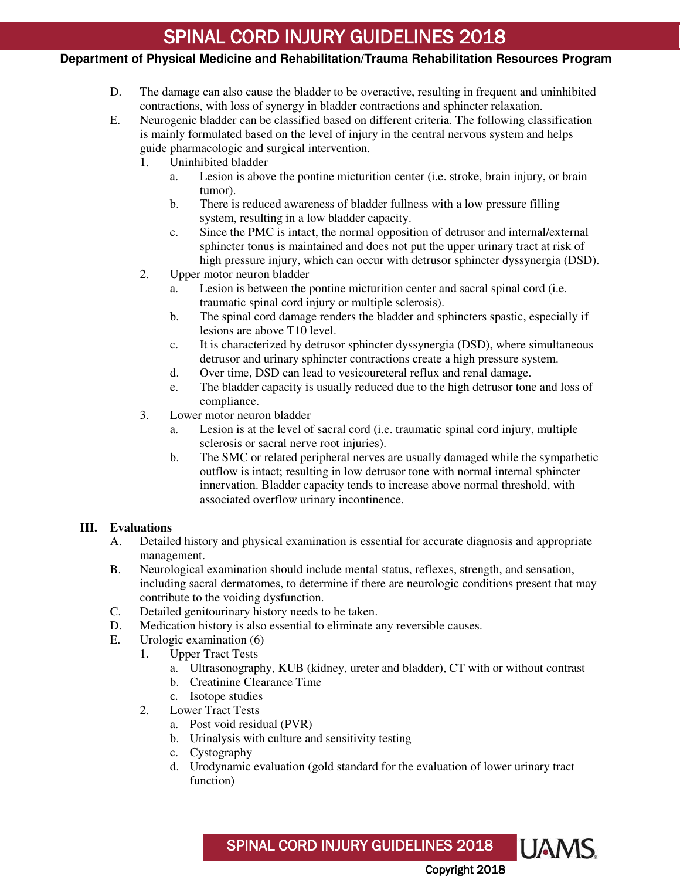D. The damage can also cause the bladder to be overactive, resulting in frequent and uninhibited contractions, with loss of synergy in bladder contractions and sphincter relaxation.

E. Neurogenic bladder can be classified based on different criteria. The following classification is mainly formulated based on the level of injury in the central nervous system and helps guide pharmacologic and surgical intervention.

1. Uninhibited bladder
   a. Lesion is above the pontine micturition center (i.e. stroke, brain injury, or brain tumor).
   b. There is reduced awareness of bladder fullness with a low pressure filling system, resulting in a low bladder capacity.
   c. Since the PMC is intact, the normal opposition of detrusor and internal/external sphincter tonus is maintained and does not put the upper urinary tract at risk of high pressure injury, which can occur with detrusor sphincter dyssynergia (DSD).
2. Upper motor neuron bladder
   a. Lesion is between the pontine micturition center and sacral spinal cord (i.e. traumatic spinal cord injury or multiple sclerosis).
   b. The spinal cord damage renders the bladder and sphincters spastic, especially if lesions are above T10 level.
   c. It is characterized by detrusor sphincter dyssynergia (DSD), where simultaneous detrusor and urinary sphincter contractions create a high pressure system.
   d. Over time, DSD can lead to vesicoureteral reflux and renal damage.
   e. The bladder capacity is usually reduced due to the high detrusor tone and loss of compliance.
3. Lower motor neuron bladder
   a. Lesion is at the level of sacral cord (i.e. traumatic spinal cord injury, multiple sclerosis or sacral nerve root injuries).
   b. The SMC or related peripheral nerves are usually damaged while the sympathetic outflow is intact; resulting in low detrusor tone with normal internal sphincter innervation. Bladder capacity tends to increase above normal threshold, with associated overflow urinary incontinence.

## III. Evaluations

A. Detailed history and physical examination is essential for accurate diagnosis and appropriate management.

B. Neurological examination should include mental status, reflexes, strength, and sensation, including sacral dermatomes, to determine if there are neurologic conditions present that may contribute to the voiding dysfunction.

C. Detailed genitourinary history needs to be taken.

D. Medication history is also essential to eliminate any reversible causes.

E. Urologic examination (6)

1. Upper Tract Tests
   a. Ultrasonography, KUB (kidney, ureter and bladder), CT with or without contrast
   b. Creatinine Clearance Time
   c. Isotope studies
2. Lower Tract Tests
   a. Post void residual (PVR)
   b. Urinalysis with culture and sensitivity testing
   c. Cystography
   d. Urodynamic evaluation (gold standard for the evaluation of lower urinary tract function)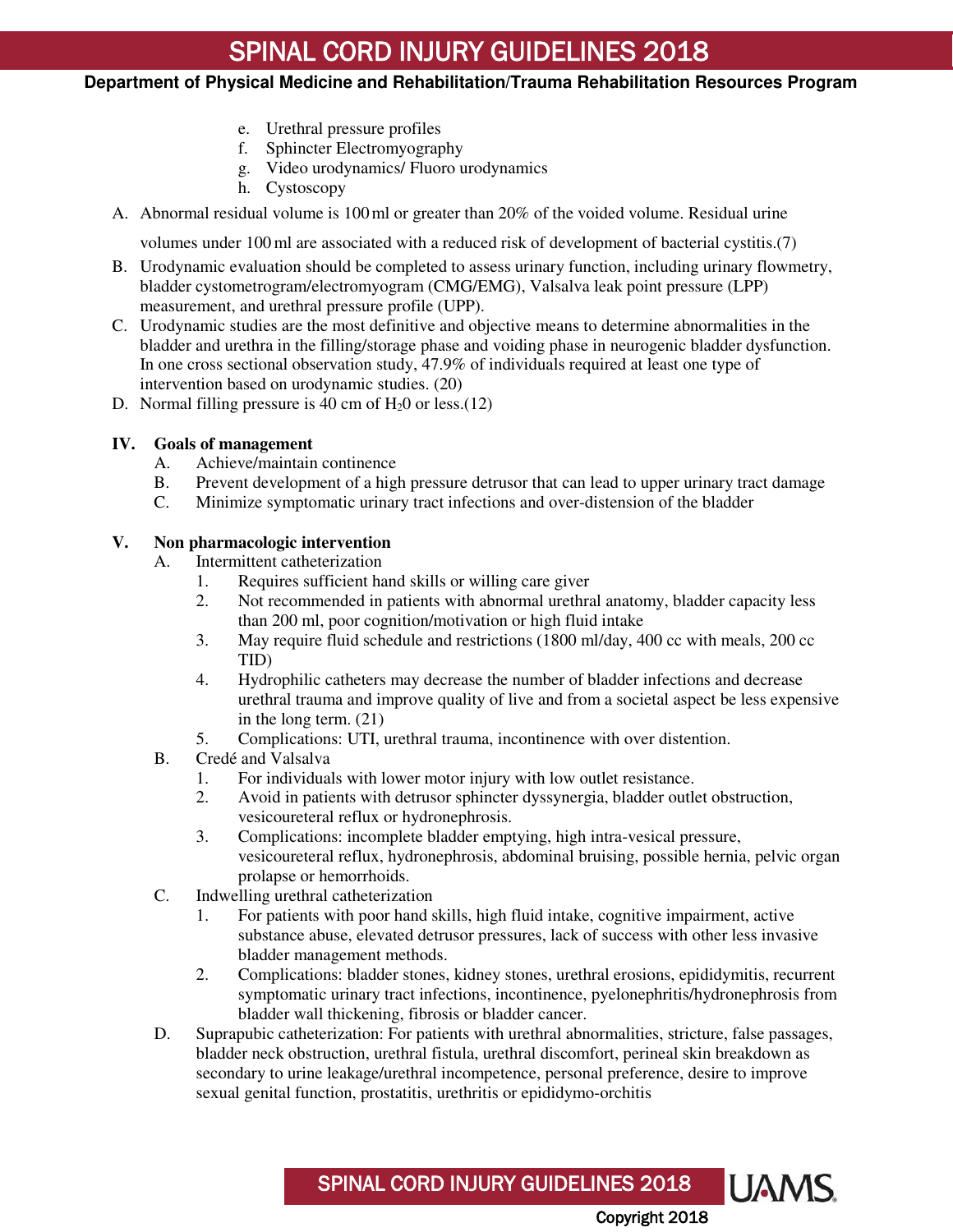e. Urethral pressure profiles
f. Sphincter Electromyography
g. Video urodynamics/ Fluoro urodynamics
h. Cystoscopy

A. Abnormal residual volume is 100 ml or greater than 20% of the voided volume. Residual urine volumes under 100 ml are associated with a reduced risk of development of bacterial cystitis.(7)
B. Urodynamic evaluation should be completed to assess urinary function, including urinary flowmetry, bladder cystometrogram/electromyogram (CMG/EMG), Valsalva leak point pressure (LPP) measurement, and urethral pressure profile (UPP).
C. Urodynamic studies are the most definitive and objective means to determine abnormalities in the bladder and urethra in the filling/storage phase and voiding phase in neurogenic bladder dysfunction. In one cross sectional observation study, 47.9% of individuals required at least one type of intervention based on urodynamic studies. (20)
D. Normal filling pressure is 40 cm of $H_20$ or less.(12)

**IV. Goals of management**

A. Achieve/maintain continence
B. Prevent development of a high pressure detrusor that can lead to upper urinary tract damage
C. Minimize symptomatic urinary tract infections and over-distension of the bladder

**V. Non pharmacologic intervention**

A. Intermittent catheterization
   1. Requires sufficient hand skills or willing care giver
   2. Not recommended in patients with abnormal urethral anatomy, bladder capacity less than 200 ml, poor cognition/motivation or high fluid intake
   3. May require fluid schedule and restrictions (1800 ml/day, 400 cc with meals, 200 cc TID)
   4. Hydrophilic catheters may decrease the number of bladder infections and decrease urethral trauma and improve quality of live and from a societal aspect be less expensive in the long term. (21)
   5. Complications: UTI, urethral trauma, incontinence with over distention.

B. Credé and Valsalva
   1. For individuals with lower motor injury with low outlet resistance.
   2. Avoid in patients with detrusor sphincter dyssynergia, bladder outlet obstruction, vesicoureteral reflux or hydronephrosis.
   3. Complications: incomplete bladder emptying, high intra-vesical pressure, vesicoureteral reflux, hydronephrosis, abdominal bruising, possible hernia, pelvic organ prolapse or hemorrhoids.

C. Indwelling urethral catheterization
   1. For patients with poor hand skills, high fluid intake, cognitive impairment, active substance abuse, elevated detrusor pressures, lack of success with other less invasive bladder management methods.
   2. Complications: bladder stones, kidney stones, urethral erosions, epididymitis, recurrent symptomatic urinary tract infections, incontinence, pyelonephritis/hydronephrosis from bladder wall thickening, fibrosis or bladder cancer.

D. Suprapubic catheterization: For patients with urethral abnormalities, stricture, false passages, bladder neck obstruction, urethral fistula, urethral discomfort, perineal skin breakdown as secondary to urine leakage/urethral incompetence, personal preference, desire to improve sexual genital function, prostatitis, urethritis or epididymo-orchitis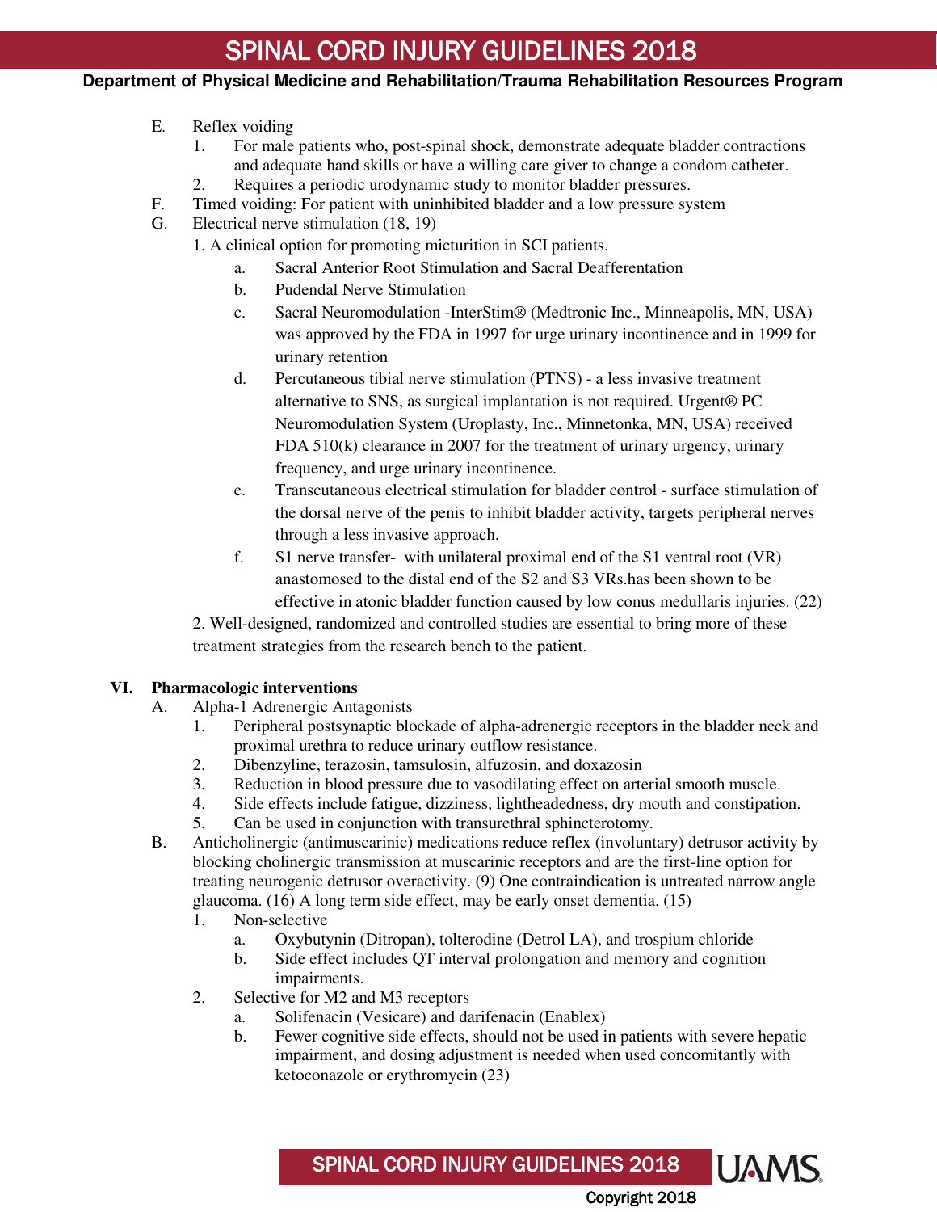E. Reflex voiding
   1. For male patients who, post-spinal shock, demonstrate adequate bladder contractions and adequate hand skills or have a willing care giver to change a condom catheter.
   2. Requires a periodic urodynamic study to monitor bladder pressures.

F. Timed voiding: For patient with uninhibited bladder and a low pressure system

G. Electrical nerve stimulation (18, 19)
   1. A clinical option for promoting micturition in SCI patients.
      a. Sacral Anterior Root Stimulation and Sacral Deafferentation
      b. Pudendal Nerve Stimulation
      c. Sacral Neuromodulation -InterStim® (Medtronic Inc., Minneapolis, MN, USA) was approved by the FDA in 1997 for urge urinary incontinence and in 1999 for urinary retention
      d. Percutaneous tibial nerve stimulation (PTNS) - a less invasive treatment alternative to SNS, as surgical implantation is not required. Urgent® PC Neuromodulation System (Uroplasty, Inc., Minnetonka, MN, USA) received FDA 510(k) clearance in 2007 for the treatment of urinary urgency, urinary frequency, and urge urinary incontinence.
      e. Transcutaneous electrical stimulation for bladder control - surface stimulation of the dorsal nerve of the penis to inhibit bladder activity, targets peripheral nerves through a less invasive approach.
      f. S1 nerve transfer- with unilateral proximal end of the S1 ventral root (VR) anastomosed to the distal end of the S2 and S3 VRs.has been shown to be effective in atonic bladder function caused by low conus medullaris injuries. (22)
   2. Well-designed, randomized and controlled studies are essential to bring more of these treatment strategies from the research bench to the patient.

## VI. Pharmacologic interventions

A. Alpha-1 Adrenergic Antagonists
   1. Peripheral postsynaptic blockade of alpha-adrenergic receptors in the bladder neck and proximal urethra to reduce urinary outflow resistance.
   2. Dibenzyline, terazosin, tamsulosin, alfuzosin, and doxazosin
   3. Reduction in blood pressure due to vasodilating effect on arterial smooth muscle.
   4. Side effects include fatigue, dizziness, lightheadedness, dry mouth and constipation.
   5. Can be used in conjunction with transurethral sphincterotomy.

B. Anticholinergic (antimuscarinic) medications reduce reflex (involuntary) detrusor activity by blocking cholinergic transmission at muscarinic receptors and are the first-line option for treating neurogenic detrusor overactivity. (9) One contraindication is untreated narrow angle glaucoma. (16) A long term side effect, may be early onset dementia. (15)
   1. Non-selective
      a. Oxybutynin (Ditropan), tolterodine (Detrol LA), and trospium chloride
      b. Side effect includes QT interval prolongation and memory and cognition impairments.
   2. Selective for M2 and M3 receptors
      a. Solifenacin (Vesicare) and darifenacin (Enablex)
      b. Fewer cognitive side effects, should not be used in patients with severe hepatic impairment, and dosing adjustment is needed when used concomitantly with ketoconazole or erythromycin (23)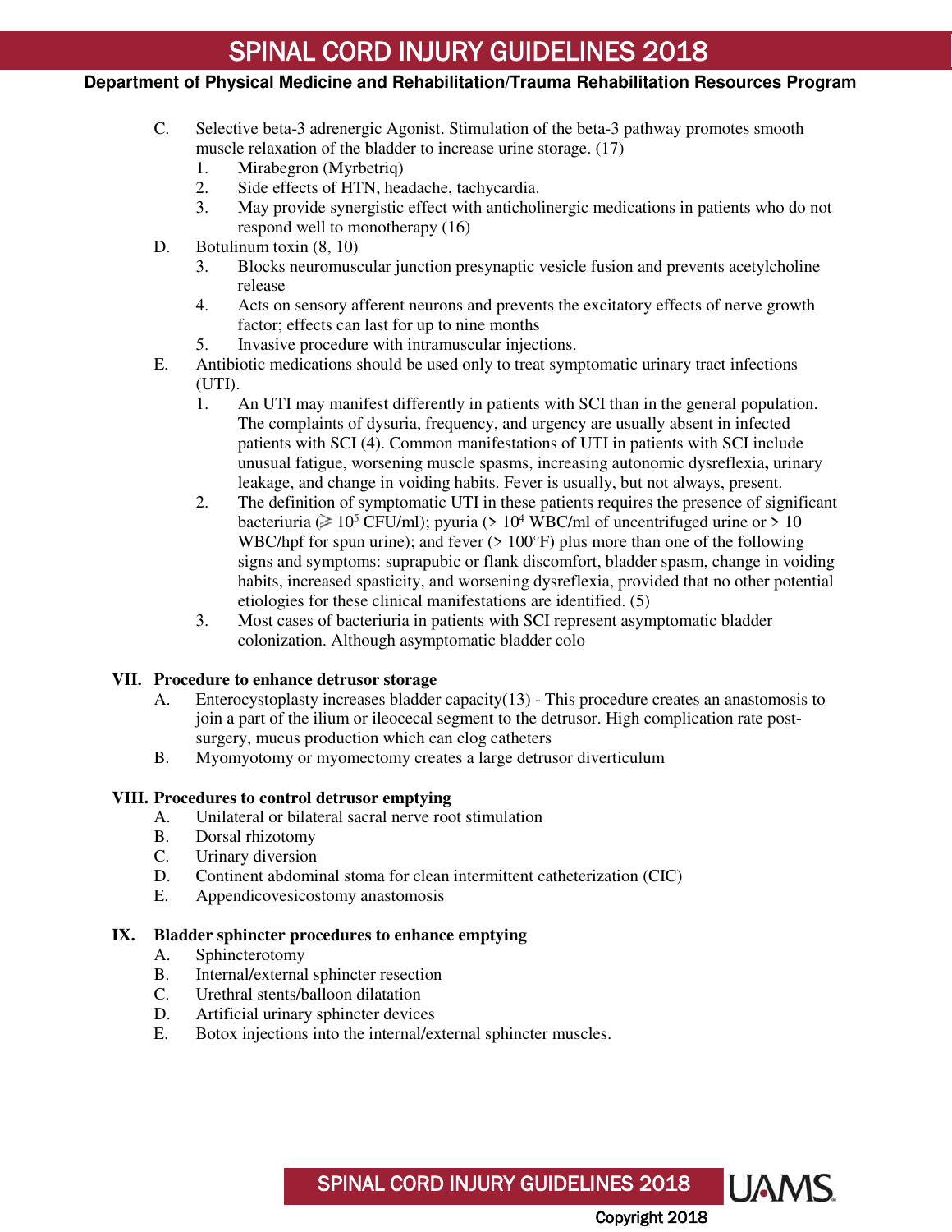C. Selective beta-3 adrenergic Agonist. Stimulation of the beta-3 pathway promotes smooth muscle relaxation of the bladder to increase urine storage. (17)
   1. Mirabegron (Myrbetriq)
   2. Side effects of HTN, headache, tachycardia.
   3. May provide synergistic effect with anticholinergic medications in patients who do not respond well to monotherapy (16)

D. Botulinum toxin (8, 10)
   3. Blocks neuromuscular junction presynaptic vesicle fusion and prevents acetylcholine release
   4. Acts on sensory afferent neurons and prevents the excitatory effects of nerve growth factor; effects can last for up to nine months
   5. Invasive procedure with intramuscular injections.

E. Antibiotic medications should be used only to treat symptomatic urinary tract infections (UTI).
   1. An UTI may manifest differently in patients with SCI than in the general population. The complaints of dysuria, frequency, and urgency are usually absent in infected patients with SCI (4). Common manifestations of UTI in patients with SCI include unusual fatigue, worsening muscle spasms, increasing autonomic dysreflexia**,** urinary leakage, and change in voiding habits. Fever is usually, but not always, present.
   2. The definition of symptomatic UTI in these patients requires the presence of significant bacteriuria ($\geqslant 10^5$ CFU/ml); pyuria ($> 10^4$ WBC/ml of uncentrifuged urine or > 10 WBC/hpf for spun urine); and fever (> 100°F) plus more than one of the following signs and symptoms: suprapubic or flank discomfort, bladder spasm, change in voiding habits, increased spasticity, and worsening dysreflexia, provided that no other potential etiologies for these clinical manifestations are identified. (5)
   3. Most cases of bacteriuria in patients with SCI represent asymptomatic bladder colonization. Although asymptomatic bladder colo

## VII. Procedure to enhance detrusor storage

A. Enterocystoplasty increases bladder capacity(13) - This procedure creates an anastomosis to join a part of the ilium or ileocecal segment to the detrusor. High complication rate post-surgery, mucus production which can clog catheters

B. Myomyotomy or myomectomy creates a large detrusor diverticulum

## VIII. Procedures to control detrusor emptying

A. Unilateral or bilateral sacral nerve root stimulation

B. Dorsal rhizotomy

C. Urinary diversion

D. Continent abdominal stoma for clean intermittent catheterization (CIC)

E. Appendicovesicostomy anastomosis

## IX. Bladder sphincter procedures to enhance emptying

A. Sphincterotomy

B. Internal/external sphincter resection

C. Urethral stents/balloon dilatation

D. Artificial urinary sphincter devices

E. Botox injections into the internal/external sphincter muscles.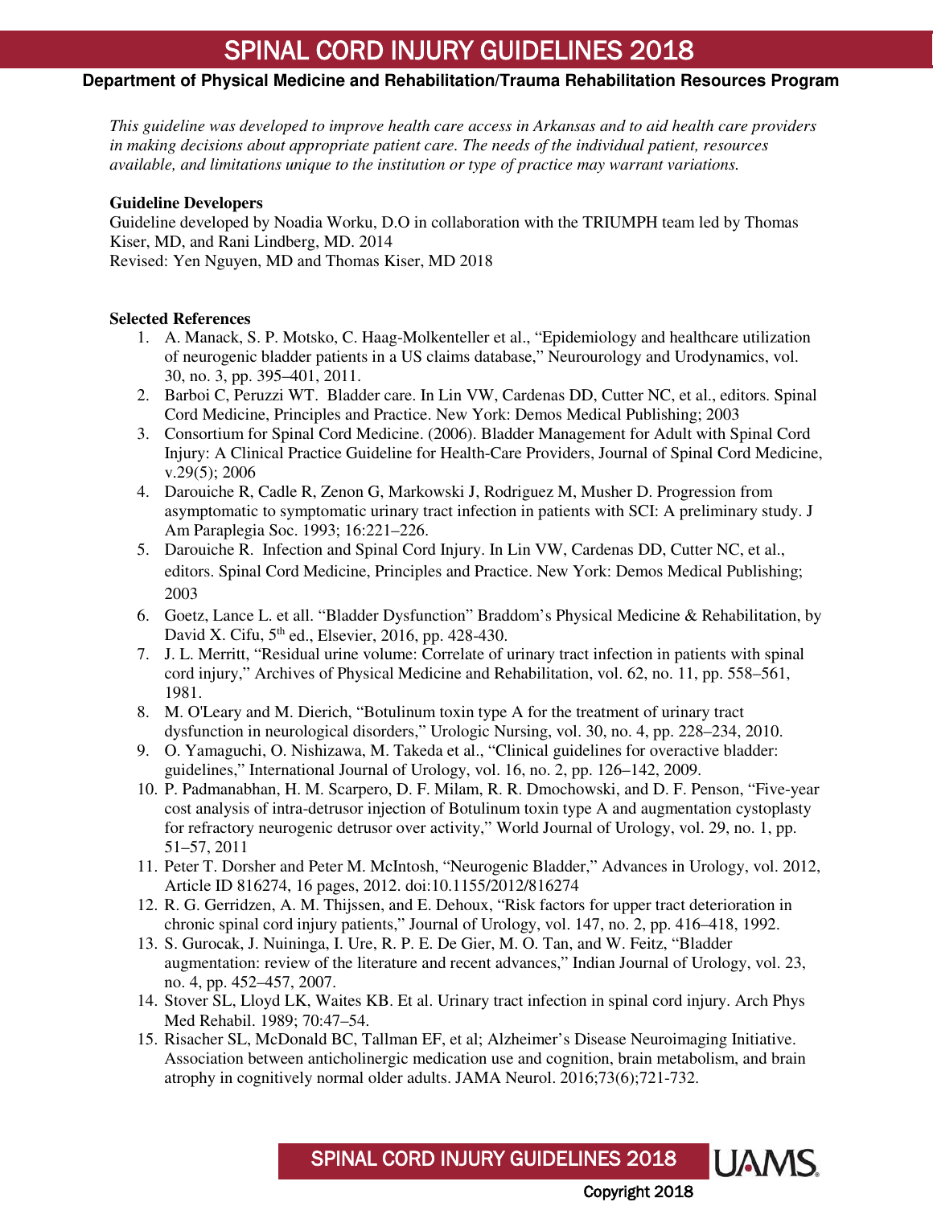# SPINAL CORD INJURY GUIDELINES 2018

**Department of Physical Medicine and Rehabilitation/Trauma Rehabilitation Resources Program**

*This guideline was developed to improve health care access in Arkansas and to aid health care providers in making decisions about appropriate patient care. The needs of the individual patient, resources available, and limitations unique to the institution or type of practice may warrant variations.*

**Guideline Developers**

Guideline developed by Noadia Worku, D.O in collaboration with the TRIUMPH team led by Thomas Kiser, MD, and Rani Lindberg, MD. 2014

Revised: Yen Nguyen, MD and Thomas Kiser, MD 2018

**Selected References**

1. A. Manack, S. P. Motsko, C. Haag-Molkenteller et al., "Epidemiology and healthcare utilization of neurogenic bladder patients in a US claims database," Neurourology and Urodynamics, vol. 30, no. 3, pp. 395–401, 2011.
2. Barboi C, Peruzzi WT. Bladder care. In Lin VW, Cardenas DD, Cutter NC, et al., editors. Spinal Cord Medicine, Principles and Practice. New York: Demos Medical Publishing; 2003
3. Consortium for Spinal Cord Medicine. (2006). Bladder Management for Adult with Spinal Cord Injury: A Clinical Practice Guideline for Health-Care Providers, Journal of Spinal Cord Medicine, v.29(5); 2006
4. Darouiche R, Cadle R, Zenon G, Markowski J, Rodriguez M, Musher D. Progression from asymptomatic to symptomatic urinary tract infection in patients with SCI: A preliminary study. J Am Paraplegia Soc. 1993; 16:221–226.
5. Darouiche R. Infection and Spinal Cord Injury. In Lin VW, Cardenas DD, Cutter NC, et al., editors. Spinal Cord Medicine, Principles and Practice. New York: Demos Medical Publishing; 2003
6. Goetz, Lance L. et all. "Bladder Dysfunction" Braddom's Physical Medicine & Rehabilitation, by David X. Cifu, 5th ed., Elsevier, 2016, pp. 428-430.
7. J. L. Merritt, "Residual urine volume: Correlate of urinary tract infection in patients with spinal cord injury," Archives of Physical Medicine and Rehabilitation, vol. 62, no. 11, pp. 558–561, 1981.
8. M. O'Leary and M. Dierich, "Botulinum toxin type A for the treatment of urinary tract dysfunction in neurological disorders," Urologic Nursing, vol. 30, no. 4, pp. 228–234, 2010.
9. O. Yamaguchi, O. Nishizawa, M. Takeda et al., "Clinical guidelines for overactive bladder: guidelines," International Journal of Urology, vol. 16, no. 2, pp. 126–142, 2009.
10. P. Padmanabhan, H. M. Scarpero, D. F. Milam, R. R. Dmochowski, and D. F. Penson, "Five-year cost analysis of intra-detrusor injection of Botulinum toxin type A and augmentation cystoplasty for refractory neurogenic detrusor over activity," World Journal of Urology, vol. 29, no. 1, pp. 51–57, 2011
11. Peter T. Dorsher and Peter M. McIntosh, "Neurogenic Bladder," Advances in Urology, vol. 2012, Article ID 816274, 16 pages, 2012. doi:10.1155/2012/816274
12. R. G. Gerridzen, A. M. Thijssen, and E. Dehoux, "Risk factors for upper tract deterioration in chronic spinal cord injury patients," Journal of Urology, vol. 147, no. 2, pp. 416–418, 1992.
13. S. Gurocak, J. Nuininga, I. Ure, R. P. E. De Gier, M. O. Tan, and W. Feitz, "Bladder augmentation: review of the literature and recent advances," Indian Journal of Urology, vol. 23, no. 4, pp. 452–457, 2007.
14. Stover SL, Lloyd LK, Waites KB. Et al. Urinary tract infection in spinal cord injury. Arch Phys Med Rehabil. 1989; 70:47–54.
15. Risacher SL, McDonald BC, Tallman EF, et al; Alzheimer's Disease Neuroimaging Initiative. Association between anticholinergic medication use and cognition, brain metabolism, and brain atrophy in cognitively normal older adults. JAMA Neurol. 2016;73(6);721-732.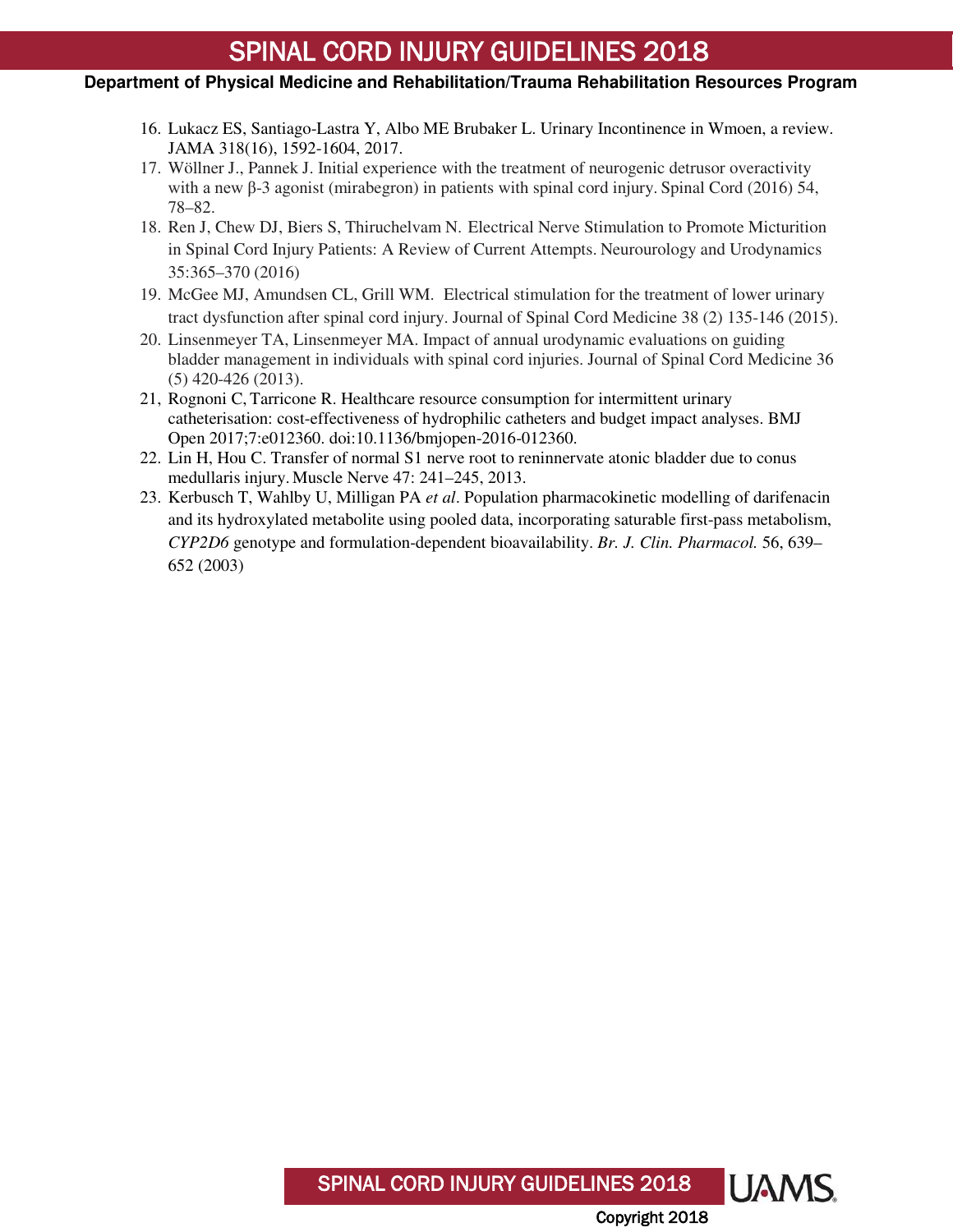16. Lukacz ES, Santiago-Lastra Y, Albo ME Brubaker L. Urinary Incontinence in Wmoen, a review. JAMA 318(16), 1592-1604, 2017.
17. Wöllner J., Pannek J. Initial experience with the treatment of neurogenic detrusor overactivity with a new β-3 agonist (mirabegron) in patients with spinal cord injury. Spinal Cord (2016) 54, 78–82.
18. Ren J, Chew DJ, Biers S, Thiruchelvam N. Electrical Nerve Stimulation to Promote Micturition in Spinal Cord Injury Patients: A Review of Current Attempts. Neurourology and Urodynamics 35:365–370 (2016)
19. McGee MJ, Amundsen CL, Grill WM. Electrical stimulation for the treatment of lower urinary tract dysfunction after spinal cord injury. Journal of Spinal Cord Medicine 38 (2) 135-146 (2015).
20. Linsenmeyer TA, Linsenmeyer MA. Impact of annual urodynamic evaluations on guiding bladder management in individuals with spinal cord injuries. Journal of Spinal Cord Medicine 36 (5) 420-426 (2013).
21, Rognoni C, Tarricone R. Healthcare resource consumption for intermittent urinary catheterisation: cost-effectiveness of hydrophilic catheters and budget impact analyses. BMJ Open 2017;7:e012360. doi:10.1136/bmjopen-2016-012360.
22. Lin H, Hou C. Transfer of normal S1 nerve root to reninnervate atonic bladder due to conus medullaris injury. Muscle Nerve 47: 241–245, 2013.
23. Kerbusch T, Wahlby U, Milligan PA *et al*. Population pharmacokinetic modelling of darifenacin and its hydroxylated metabolite using pooled data, incorporating saturable first-pass metabolism, *CYP2D6* genotype and formulation-dependent bioavailability. *Br. J. Clin. Pharmacol.* 56, 639–652 (2003)